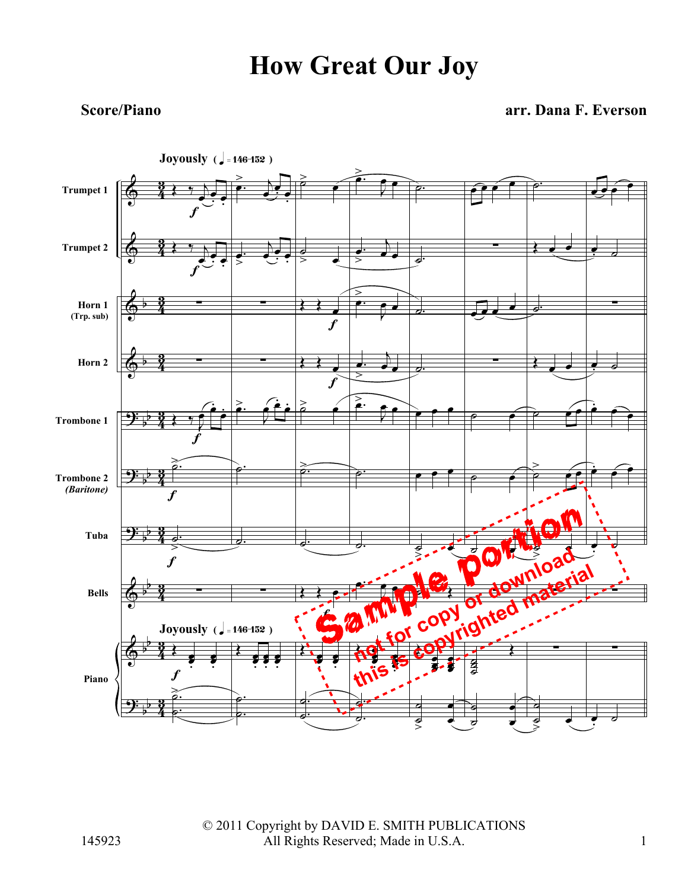# How Great Our Joy

**Score/Piano**

**arr. Dana F. Everson**

**Joyously** ( ♩ = 146-152 )

Trumpet 1

Trumpet 2

Horn 1 (Trp. sub)

Horn 2

Trombone 1

Trombone 2 *(Baritone)*

Tuba

Bells

Piano

Sample portion
not for copy or download
this is copyrighted material

© 2011 Copyright by DAVID E. SMITH PUBLICATIONS
All Rights Reserved; Made in U.S.A.

145923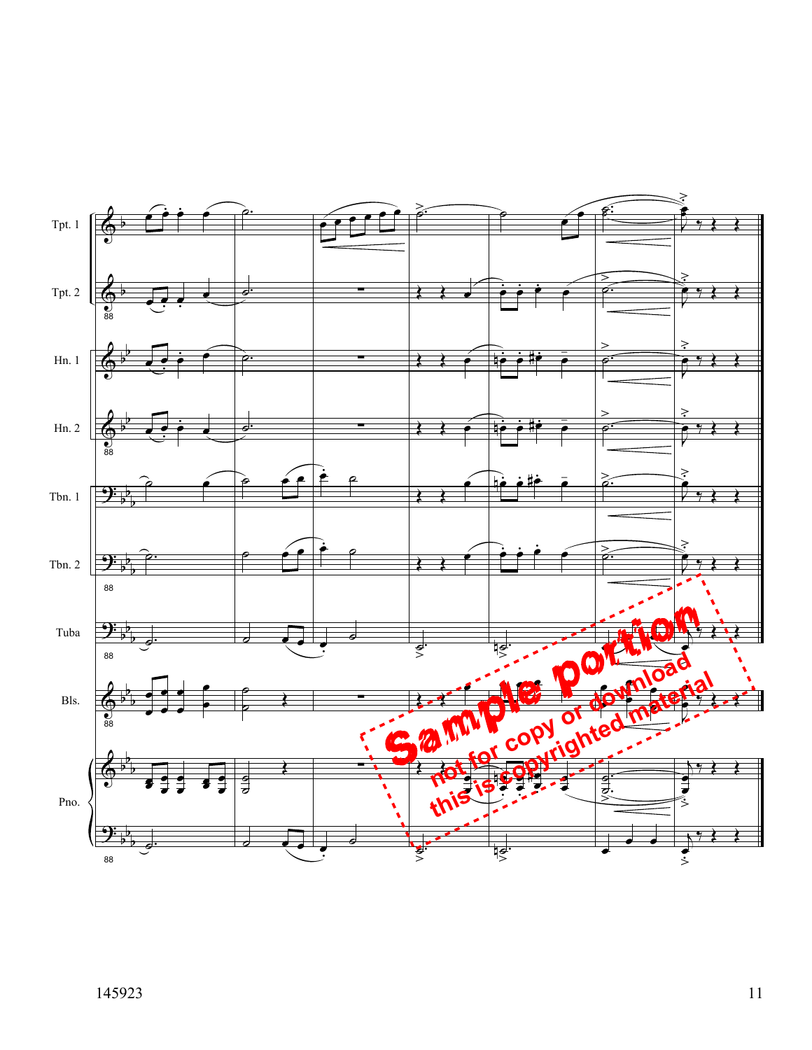Tpt. 1

Tpt. 2

Hn. 1

Hn. 2

Tbn. 1

Tbn. 2

Tuba

Bls.

Pno.

Sample portion
not for copy or download
this is copyrighted material